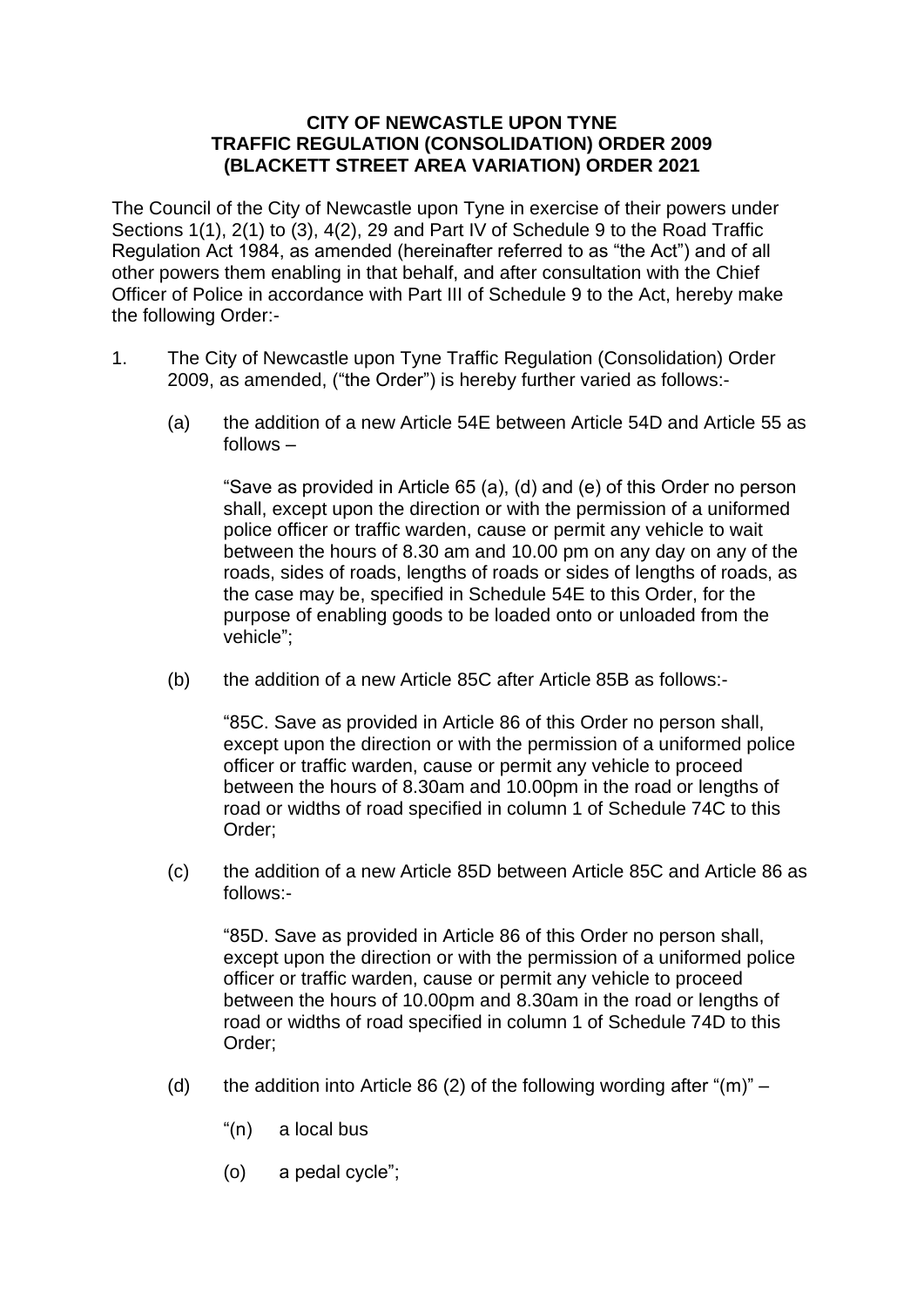**CITY OF NEWCASTLE UPON TYNE**
**TRAFFIC REGULATION (CONSOLIDATION) ORDER 2009**
**(BLACKETT STREET AREA VARIATION) ORDER 2021**

The Council of the City of Newcastle upon Tyne in exercise of their powers under Sections 1(1), 2(1) to (3), 4(2), 29 and Part IV of Schedule 9 to the Road Traffic Regulation Act 1984, as amended (hereinafter referred to as "the Act") and of all other powers them enabling in that behalf, and after consultation with the Chief Officer of Police in accordance with Part III of Schedule 9 to the Act, hereby make the following Order:-

1. The City of Newcastle upon Tyne Traffic Regulation (Consolidation) Order 2009, as amended, ("the Order") is hereby further varied as follows:-

   (a) the addition of a new Article 54E between Article 54D and Article 55 as follows –

   "Save as provided in Article 65 (a), (d) and (e) of this Order no person shall, except upon the direction or with the permission of a uniformed police officer or traffic warden, cause or permit any vehicle to wait between the hours of 8.30 am and 10.00 pm on any day on any of the roads, sides of roads, lengths of roads or sides of lengths of roads, as the case may be, specified in Schedule 54E to this Order, for the purpose of enabling goods to be loaded onto or unloaded from the vehicle";

   (b) the addition of a new Article 85C after Article 85B as follows:-

   "85C. Save as provided in Article 86 of this Order no person shall, except upon the direction or with the permission of a uniformed police officer or traffic warden, cause or permit any vehicle to proceed between the hours of 8.30am and 10.00pm in the road or lengths of road or widths of road specified in column 1 of Schedule 74C to this Order;

   (c) the addition of a new Article 85D between Article 85C and Article 86 as follows:-

   "85D. Save as provided in Article 86 of this Order no person shall, except upon the direction or with the permission of a uniformed police officer or traffic warden, cause or permit any vehicle to proceed between the hours of 10.00pm and 8.30am in the road or lengths of road or widths of road specified in column 1 of Schedule 74D to this Order;

   (d) the addition into Article 86 (2) of the following wording after "(m)" –

   "(n) a local bus

   (o) a pedal cycle";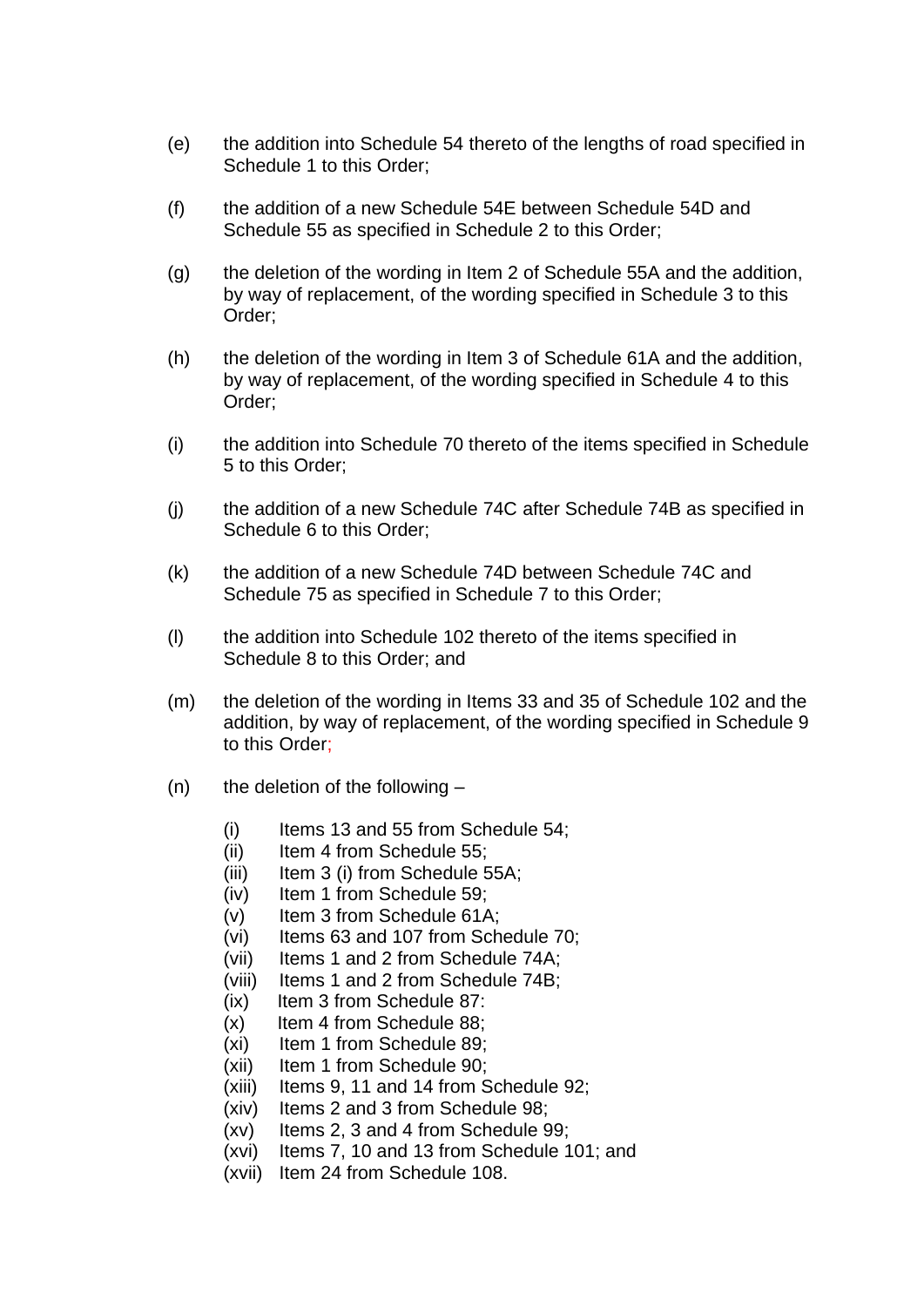(e) the addition into Schedule 54 thereto of the lengths of road specified in Schedule 1 to this Order;

(f) the addition of a new Schedule 54E between Schedule 54D and Schedule 55 as specified in Schedule 2 to this Order;

(g) the deletion of the wording in Item 2 of Schedule 55A and the addition, by way of replacement, of the wording specified in Schedule 3 to this Order;

(h) the deletion of the wording in Item 3 of Schedule 61A and the addition, by way of replacement, of the wording specified in Schedule 4 to this Order;

(i) the addition into Schedule 70 thereto of the items specified in Schedule 5 to this Order;

(j) the addition of a new Schedule 74C after Schedule 74B as specified in Schedule 6 to this Order;

(k) the addition of a new Schedule 74D between Schedule 74C and Schedule 75 as specified in Schedule 7 to this Order;

(l) the addition into Schedule 102 thereto of the items specified in Schedule 8 to this Order; and

(m) the deletion of the wording in Items 33 and 35 of Schedule 102 and the addition, by way of replacement, of the wording specified in Schedule 9 to this Order;

(n) the deletion of the following –

   (i) Items 13 and 55 from Schedule 54;
   (ii) Item 4 from Schedule 55;
   (iii) Item 3 (i) from Schedule 55A;
   (iv) Item 1 from Schedule 59;
   (v) Item 3 from Schedule 61A;
   (vi) Items 63 and 107 from Schedule 70;
   (vii) Items 1 and 2 from Schedule 74A;
   (viii) Items 1 and 2 from Schedule 74B;
   (ix) Item 3 from Schedule 87:
   (x) Item 4 from Schedule 88;
   (xi) Item 1 from Schedule 89;
   (xii) Item 1 from Schedule 90;
   (xiii) Items 9, 11 and 14 from Schedule 92;
   (xiv) Items 2 and 3 from Schedule 98;
   (xv) Items 2, 3 and 4 from Schedule 99;
   (xvi) Items 7, 10 and 13 from Schedule 101; and
   (xvii) Item 24 from Schedule 108.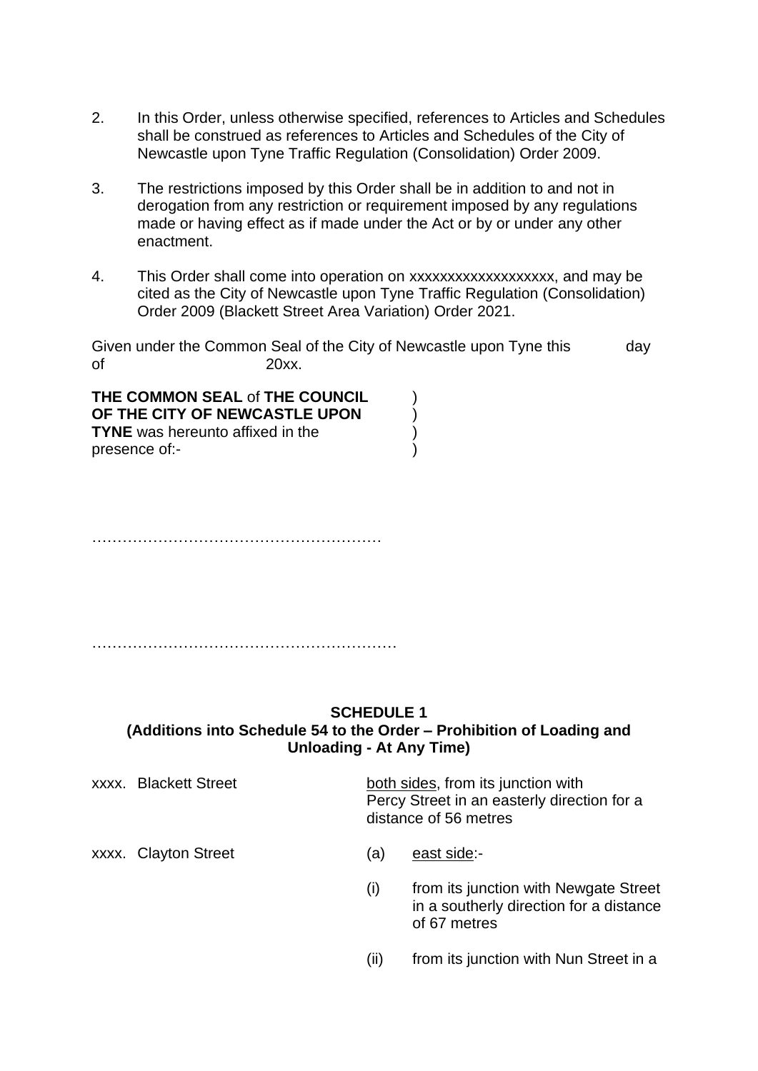2. In this Order, unless otherwise specified, references to Articles and Schedules shall be construed as references to Articles and Schedules of the City of Newcastle upon Tyne Traffic Regulation (Consolidation) Order 2009.

3. The restrictions imposed by this Order shall be in addition to and not in derogation from any restriction or requirement imposed by any regulations made or having effect as if made under the Act or by or under any other enactment.

4. This Order shall come into operation on xxxxxxxxxxxxxxxxxxx, and may be cited as the City of Newcastle upon Tyne Traffic Regulation (Consolidation) Order 2009 (Blackett Street Area Variation) Order 2021.

Given under the Common Seal of the City of Newcastle upon Tyne this day of 20xx.

**THE COMMON SEAL** of **THE COUNCIL OF THE CITY OF NEWCASTLE UPON TYNE** was hereunto affixed in the presence of:- )

…………………………………………………

……………………………………………………

**SCHEDULE 1**
**(Additions into Schedule 54 to the Order – Prohibition of Loading and Unloading - At Any Time)**

xxxx. Blackett Street — both sides, from its junction with Percy Street in an easterly direction for a distance of 56 metres

xxxx. Clayton Street

(a) east side:-

(i) from its junction with Newgate Street in a southerly direction for a distance of 67 metres

(ii) from its junction with Nun Street in a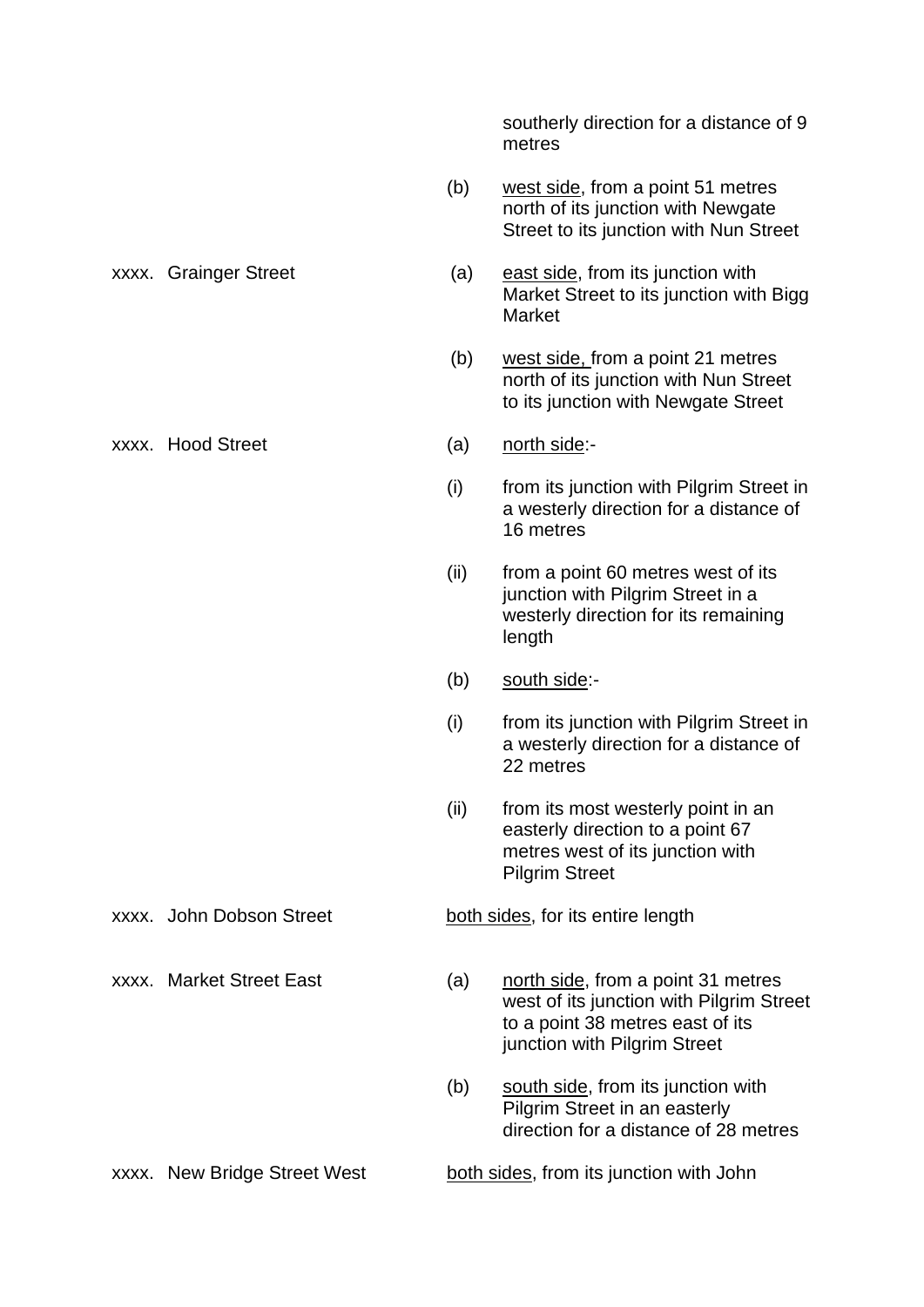| | | |
|---|---|---|
| | | southerly direction for a distance of 9 metres |
| | (b) | <u>west side</u>, from a point 51 metres north of its junction with Newgate Street to its junction with Nun Street |
| xxxx. Grainger Street | (a) | <u>east side</u>, from its junction with Market Street to its junction with Bigg Market |
| | (b) | <u>west side,</u> from a point 21 metres north of its junction with Nun Street to its junction with Newgate Street |
| xxxx. Hood Street | (a) | <u>north side</u>:- |
| | (i) | from its junction with Pilgrim Street in a westerly direction for a distance of 16 metres |
| | (ii) | from a point 60 metres west of its junction with Pilgrim Street in a westerly direction for its remaining length |
| | (b) | <u>south side</u>:- |
| | (i) | from its junction with Pilgrim Street in a westerly direction for a distance of 22 metres |
| | (ii) | from its most westerly point in an easterly direction to a point 67 metres west of its junction with Pilgrim Street |
| xxxx. John Dobson Street | <u>both sides</u>, for its entire length | |
| xxxx. Market Street East | (a) | <u>north side</u>, from a point 31 metres west of its junction with Pilgrim Street to a point 38 metres east of its junction with Pilgrim Street |
| | (b) | <u>south side</u>, from its junction with Pilgrim Street in an easterly direction for a distance of 28 metres |
| xxxx. New Bridge Street West | <u>both sides</u>, from its junction with John | |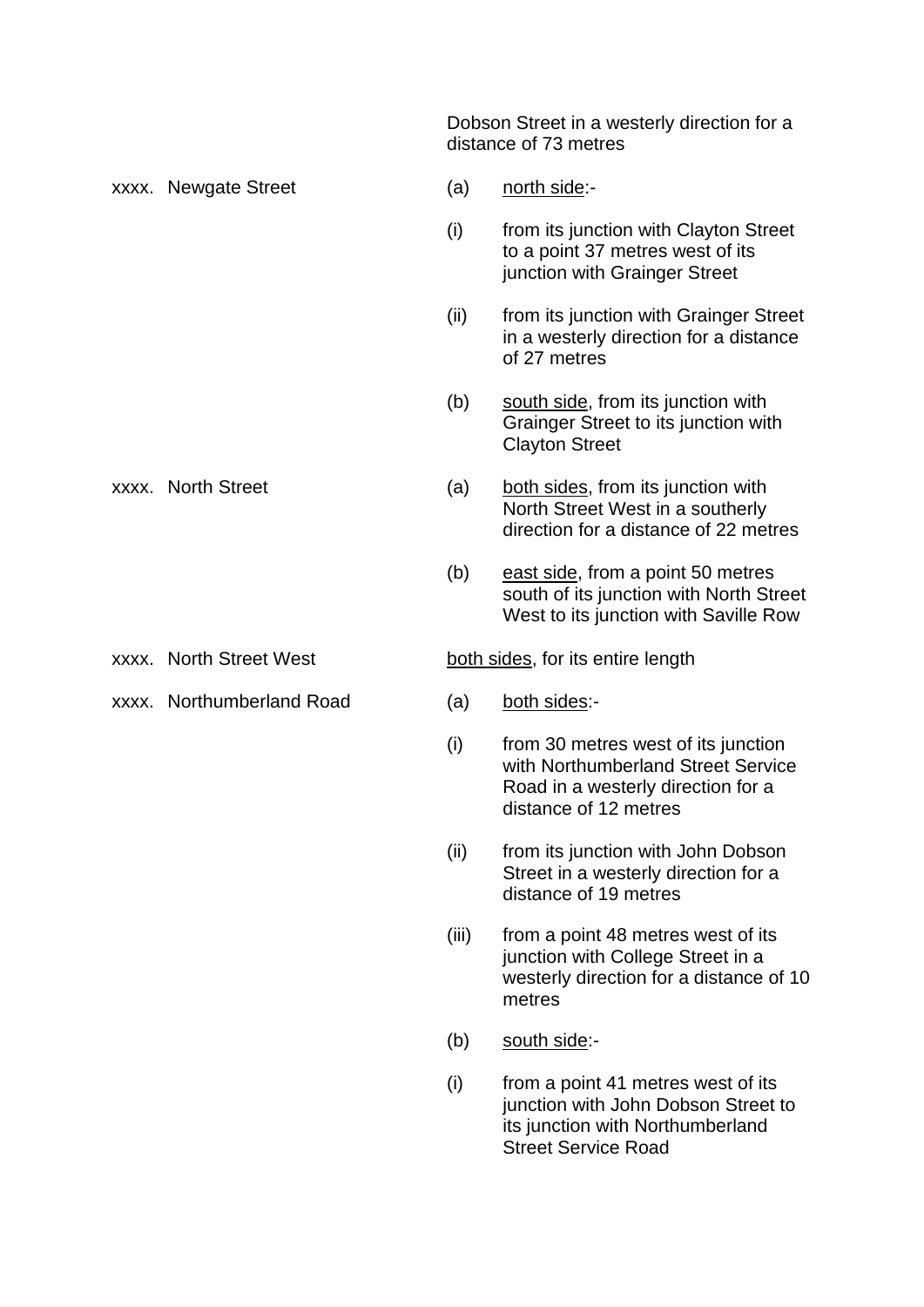Dobson Street in a westerly direction for a distance of 73 metres

xxxx. Newgate Street

(a) north side:-

(i) from its junction with Clayton Street to a point 37 metres west of its junction with Grainger Street

(ii) from its junction with Grainger Street in a westerly direction for a distance of 27 metres

(b) south side, from its junction with Grainger Street to its junction with Clayton Street

xxxx. North Street

(a) both sides, from its junction with North Street West in a southerly direction for a distance of 22 metres

(b) east side, from a point 50 metres south of its junction with North Street West to its junction with Saville Row

xxxx. North Street West

both sides, for its entire length

xxxx. Northumberland Road

(a) both sides:-

(i) from 30 metres west of its junction with Northumberland Street Service Road in a westerly direction for a distance of 12 metres

(ii) from its junction with John Dobson Street in a westerly direction for a distance of 19 metres

(iii) from a point 48 metres west of its junction with College Street in a westerly direction for a distance of 10 metres

(b) south side:-

(i) from a point 41 metres west of its junction with John Dobson Street to its junction with Northumberland Street Service Road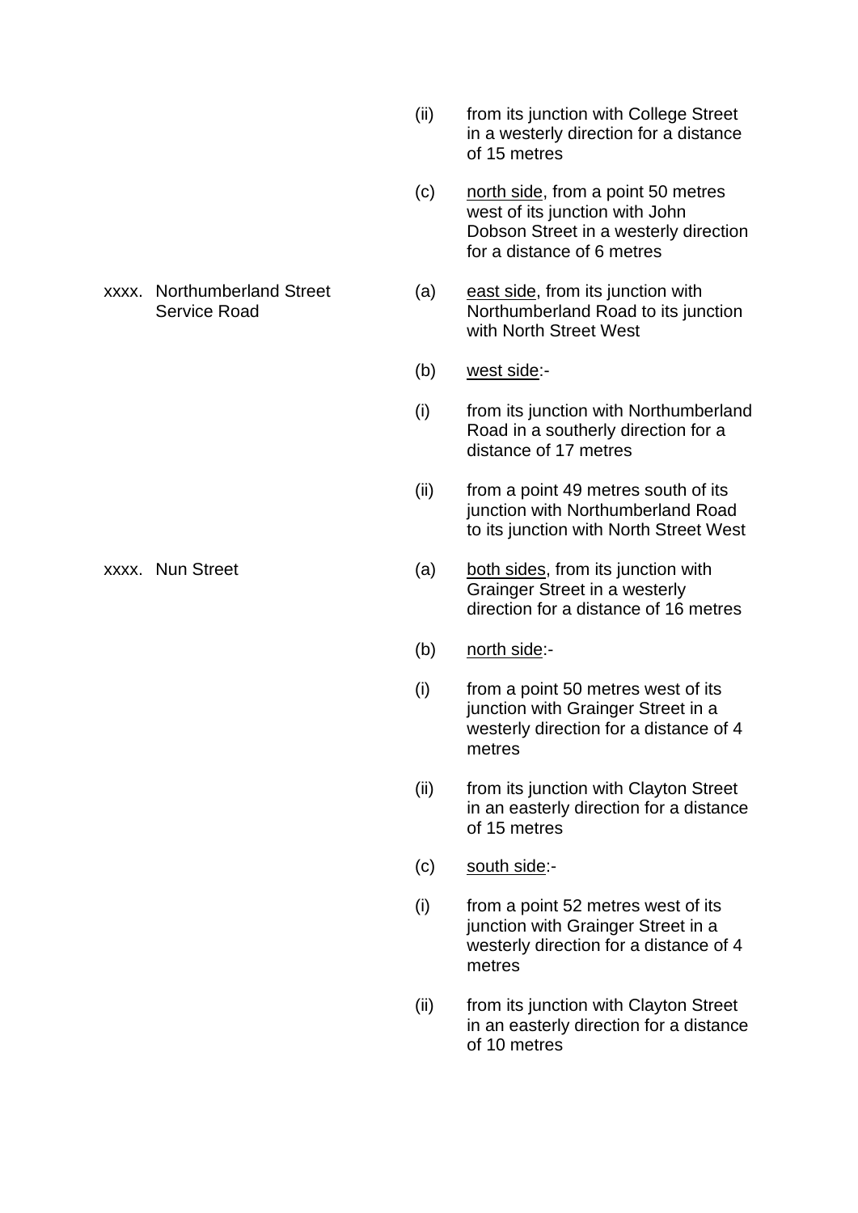| | | |
|---|---|---|
| | (ii) | from its junction with College Street in a westerly direction for a distance of 15 metres |
| | (c) | north side, from a point 50 metres west of its junction with John Dobson Street in a westerly direction for a distance of 6 metres |
| xxxx. Northumberland Street Service Road | (a) | east side, from its junction with Northumberland Road to its junction with North Street West |
| | (b) | west side:- |
| | (i) | from its junction with Northumberland Road in a southerly direction for a distance of 17 metres |
| | (ii) | from a point 49 metres south of its junction with Northumberland Road to its junction with North Street West |
| xxxx. Nun Street | (a) | both sides, from its junction with Grainger Street in a westerly direction for a distance of 16 metres |
| | (b) | north side:- |
| | (i) | from a point 50 metres west of its junction with Grainger Street in a westerly direction for a distance of 4 metres |
| | (ii) | from its junction with Clayton Street in an easterly direction for a distance of 15 metres |
| | (c) | south side:- |
| | (i) | from a point 52 metres west of its junction with Grainger Street in a westerly direction for a distance of 4 metres |
| | (ii) | from its junction with Clayton Street in an easterly direction for a distance of 10 metres |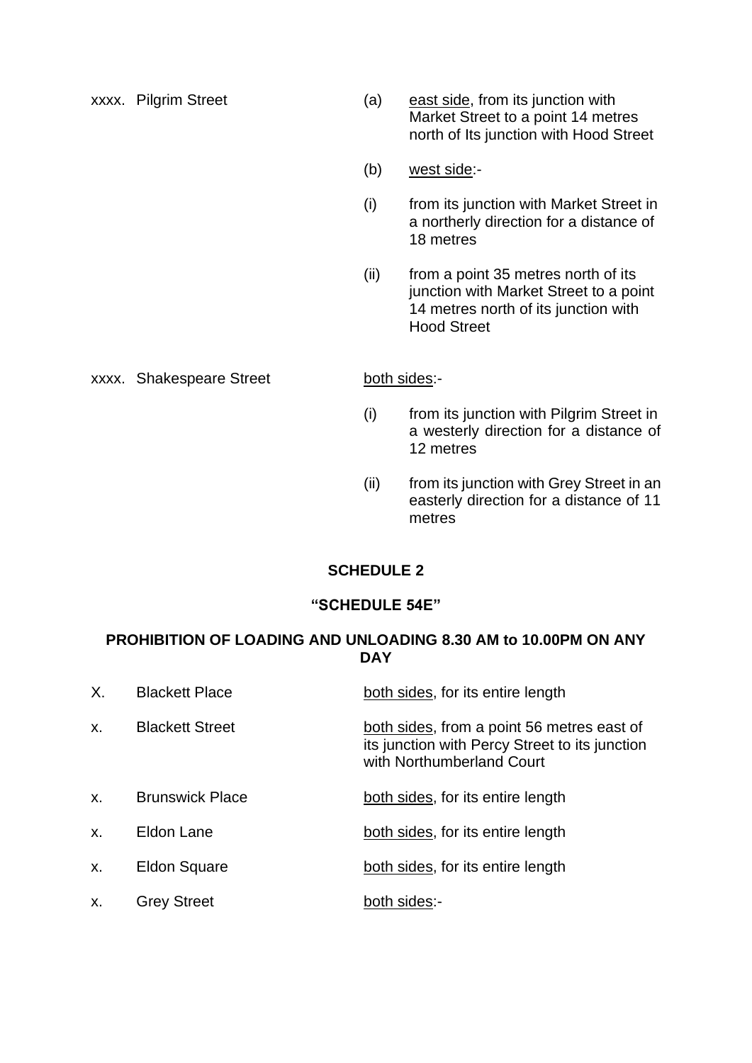xxxx. Pilgrim Street

(a) east side, from its junction with Market Street to a point 14 metres north of Its junction with Hood Street

(b) west side:-

(i) from its junction with Market Street in a northerly direction for a distance of 18 metres

(ii) from a point 35 metres north of its junction with Market Street to a point 14 metres north of its junction with Hood Street

xxxx. Shakespeare Street

both sides:-

(i) from its junction with Pilgrim Street in a westerly direction for a distance of 12 metres

(ii) from its junction with Grey Street in an easterly direction for a distance of 11 metres

## SCHEDULE 2

### "SCHEDULE 54E"

### PROHIBITION OF LOADING AND UNLOADING 8.30 AM to 10.00PM ON ANY DAY

X. Blackett Place — both sides, for its entire length

x. Blackett Street — both sides, from a point 56 metres east of its junction with Percy Street to its junction with Northumberland Court

x. Brunswick Place — both sides, for its entire length

x. Eldon Lane — both sides, for its entire length

x. Eldon Square — both sides, for its entire length

x. Grey Street — both sides:-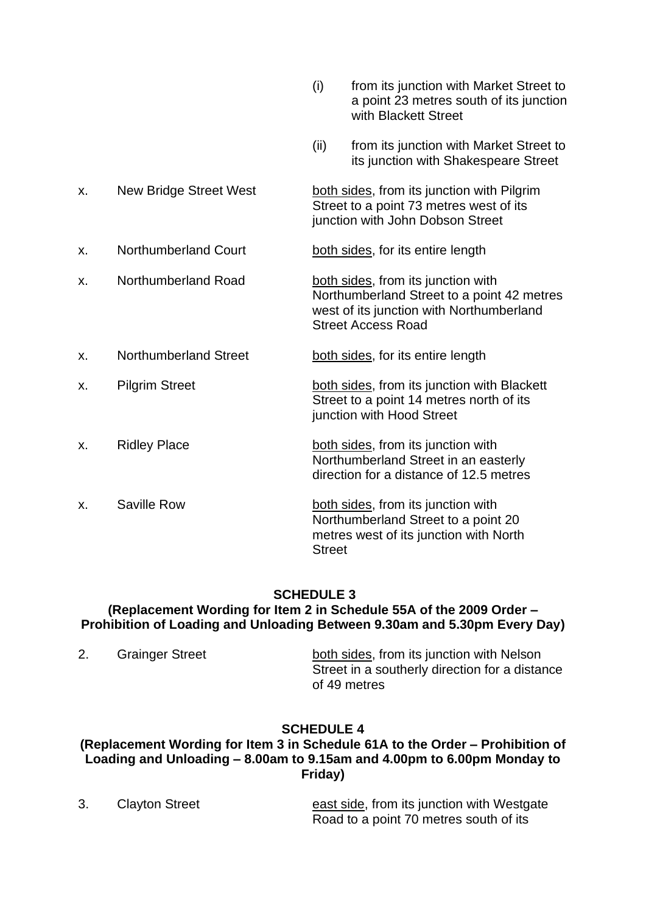| | | |
|---|---|---|
| | | (i) from its junction with Market Street to a point 23 metres south of its junction with Blackett Street |
| | | (ii) from its junction with Market Street to its junction with Shakespeare Street |
| x. | New Bridge Street West | both sides, from its junction with Pilgrim Street to a point 73 metres west of its junction with John Dobson Street |
| x. | Northumberland Court | both sides, for its entire length |
| x. | Northumberland Road | both sides, from its junction with Northumberland Street to a point 42 metres west of its junction with Northumberland Street Access Road |
| x. | Northumberland Street | both sides, for its entire length |
| x. | Pilgrim Street | both sides, from its junction with Blackett Street to a point 14 metres north of its junction with Hood Street |
| x. | Ridley Place | both sides, from its junction with Northumberland Street in an easterly direction for a distance of 12.5 metres |
| x. | Saville Row | both sides, from its junction with Northumberland Street to a point 20 metres west of its junction with North Street |

**SCHEDULE 3**

**(Replacement Wording for Item 2 in Schedule 55A of the 2009 Order – Prohibition of Loading and Unloading Between 9.30am and 5.30pm Every Day)**

| | | |
|---|---|---|
| 2. | Grainger Street | both sides, from its junction with Nelson Street in a southerly direction for a distance of 49 metres |

**SCHEDULE 4**

**(Replacement Wording for Item 3 in Schedule 61A to the Order – Prohibition of Loading and Unloading – 8.00am to 9.15am and 4.00pm to 6.00pm Monday to Friday)**

| | | |
|---|---|---|
| 3. | Clayton Street | east side, from its junction with Westgate Road to a point 70 metres south of its |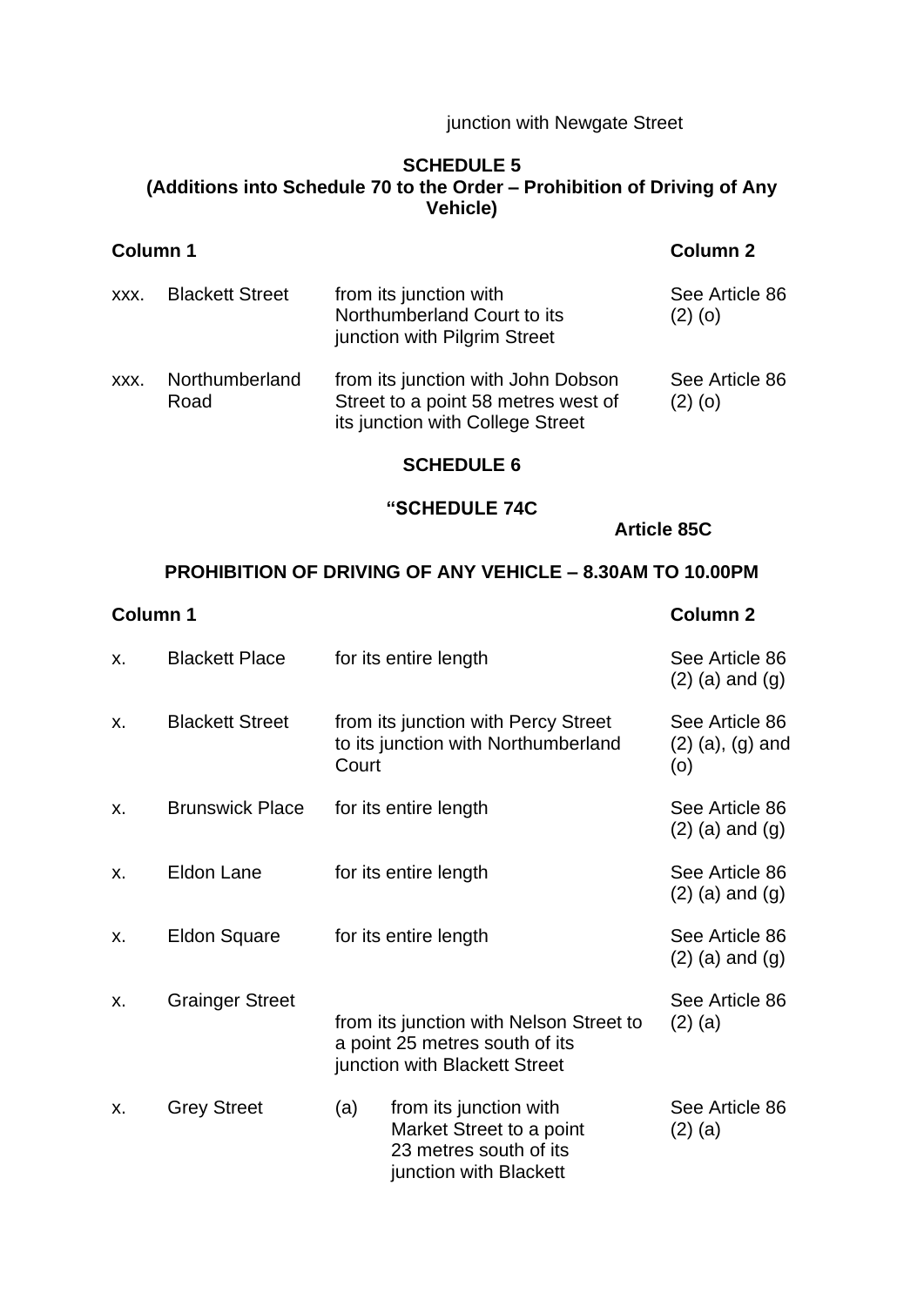junction with Newgate Street

**SCHEDULE 5**
**(Additions into Schedule 70 to the Order – Prohibition of Driving of Any Vehicle)**

| Column 1 | | | Column 2 |
|---|---|---|---|
| xxx. | Blackett Street | from its junction with Northumberland Court to its junction with Pilgrim Street | See Article 86 (2) (o) |
| xxx. | Northumberland Road | from its junction with John Dobson Street to a point 58 metres west of its junction with College Street | See Article 86 (2) (o) |

**SCHEDULE 6**

**"SCHEDULE 74C**

**Article 85C**

**PROHIBITION OF DRIVING OF ANY VEHICLE – 8.30AM TO 10.00PM**

| Column 1 | | | Column 2 |
|---|---|---|---|
| x. | Blackett Place | for its entire length | See Article 86 (2) (a) and (g) |
| x. | Blackett Street | from its junction with Percy Street to its junction with Northumberland Court | See Article 86 (2) (a), (g) and (o) |
| x. | Brunswick Place | for its entire length | See Article 86 (2) (a) and (g) |
| x. | Eldon Lane | for its entire length | See Article 86 (2) (a) and (g) |
| x. | Eldon Square | for its entire length | See Article 86 (2) (a) and (g) |
| x. | Grainger Street | from its junction with Nelson Street to a point 25 metres south of its junction with Blackett Street | See Article 86 (2) (a) |
| x. | Grey Street | (a) from its junction with Market Street to a point 23 metres south of its junction with Blackett | See Article 86 (2) (a) |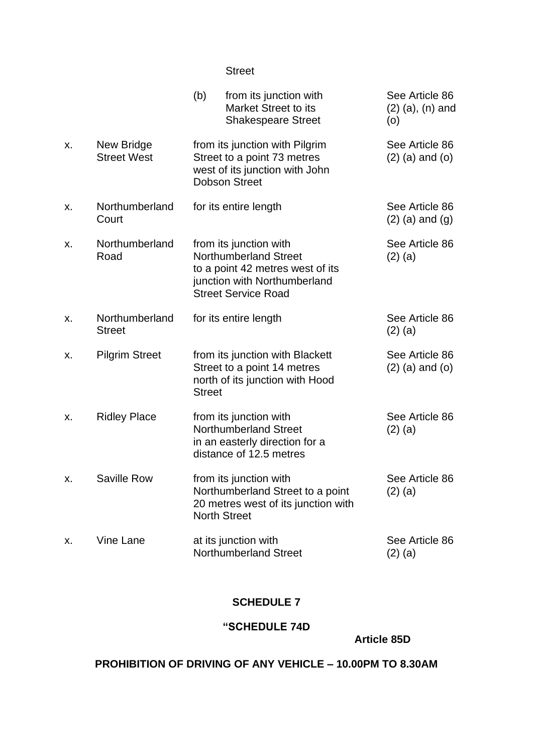| | | | |
|---|---|---|---|
| | | Street | |
| | | (b) from its junction with Market Street to its Shakespeare Street | See Article 86 (2) (a), (n) and (o) |
| x. | New Bridge Street West | from its junction with Pilgrim Street to a point 73 metres west of its junction with John Dobson Street | See Article 86 (2) (a) and (o) |
| x. | Northumberland Court | for its entire length | See Article 86 (2) (a) and (g) |
| x. | Northumberland Road | from its junction with Northumberland Street to a point 42 metres west of its junction with Northumberland Street Service Road | See Article 86 (2) (a) |
| x. | Northumberland Street | for its entire length | See Article 86 (2) (a) |
| x. | Pilgrim Street | from its junction with Blackett Street to a point 14 metres north of its junction with Hood Street | See Article 86 (2) (a) and (o) |
| x. | Ridley Place | from its junction with Northumberland Street in an easterly direction for a distance of 12.5 metres | See Article 86 (2) (a) |
| x. | Saville Row | from its junction with Northumberland Street to a point 20 metres west of its junction with North Street | See Article 86 (2) (a) |
| x. | Vine Lane | at its junction with Northumberland Street | See Article 86 (2) (a) |

## SCHEDULE 7

## "SCHEDULE 74D

**Article 85D**

## PROHIBITION OF DRIVING OF ANY VEHICLE – 10.00PM TO 8.30AM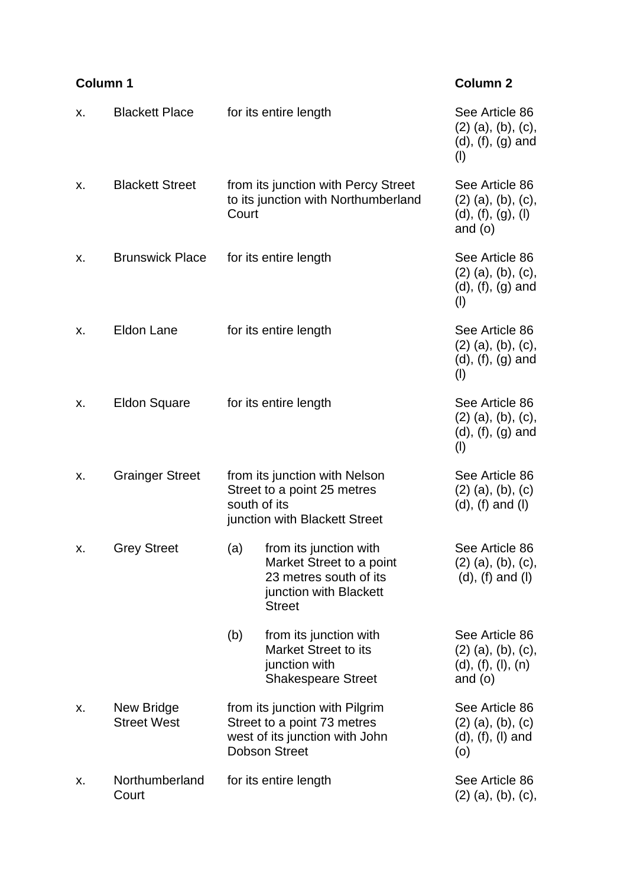| Column 1 | | | Column 2 |
|---|---|---|---|
| x. | Blackett Place | for its entire length | See Article 86 (2) (a), (b), (c), (d), (f), (g) and (l) |
| x. | Blackett Street | from its junction with Percy Street to its junction with Northumberland Court | See Article 86 (2) (a), (b), (c), (d), (f), (g), (l) and (o) |
| x. | Brunswick Place | for its entire length | See Article 86 (2) (a), (b), (c), (d), (f), (g) and (l) |
| x. | Eldon Lane | for its entire length | See Article 86 (2) (a), (b), (c), (d), (f), (g) and (l) |
| x. | Eldon Square | for its entire length | See Article 86 (2) (a), (b), (c), (d), (f), (g) and (l) |
| x. | Grainger Street | from its junction with Nelson Street to a point 25 metres south of its junction with Blackett Street | See Article 86 (2) (a), (b), (c) (d), (f) and (l) |
| x. | Grey Street | (a) from its junction with Market Street to a point 23 metres south of its junction with Blackett Street | See Article 86 (2) (a), (b), (c), (d), (f) and (l) |
| | | (b) from its junction with Market Street to its junction with Shakespeare Street | See Article 86 (2) (a), (b), (c), (d), (f), (l), (n) and (o) |
| x. | New Bridge Street West | from its junction with Pilgrim Street to a point 73 metres west of its junction with John Dobson Street | See Article 86 (2) (a), (b), (c) (d), (f), (l) and (o) |
| x. | Northumberland Court | for its entire length | See Article 86 (2) (a), (b), (c), |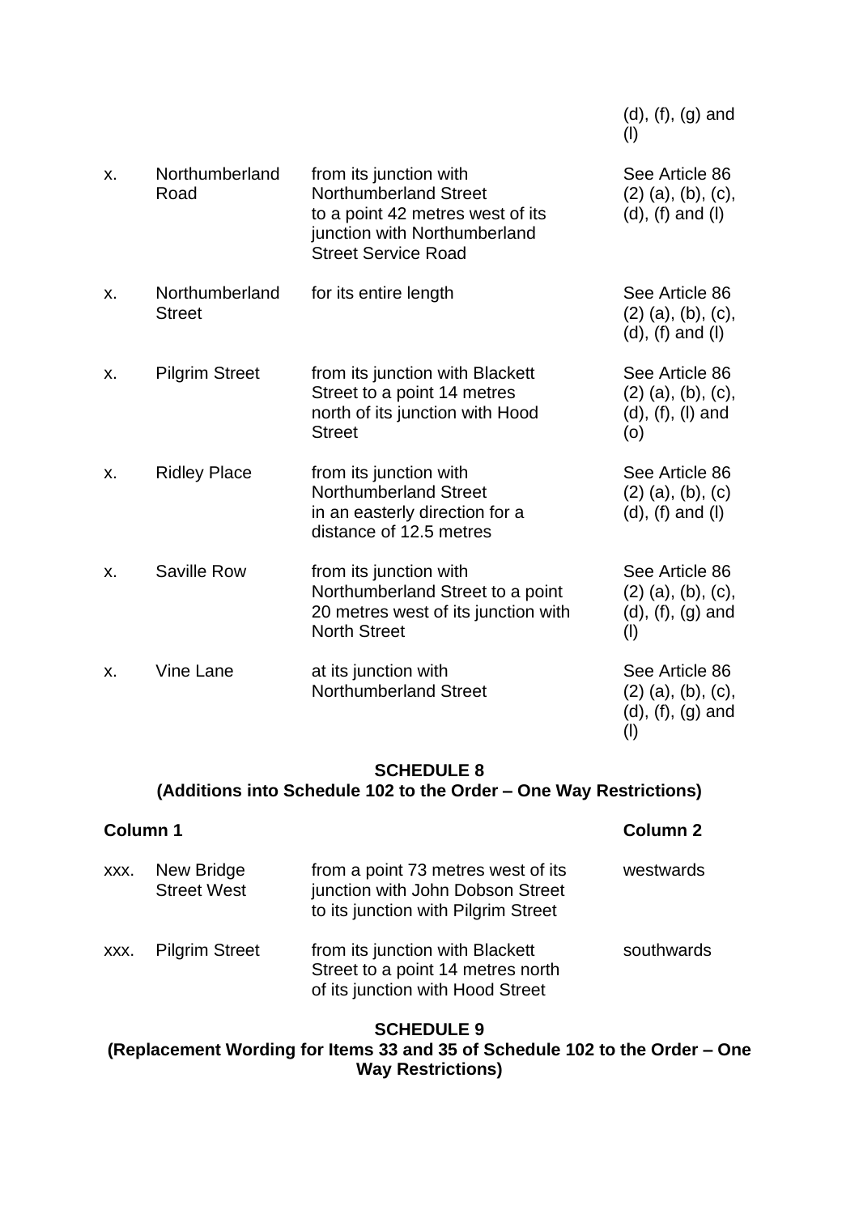| | | | |
|---|---|---|---|
| | | | (d), (f), (g) and (l) |
| x. | Northumberland Road | from its junction with Northumberland Street to a point 42 metres west of its junction with Northumberland Street Service Road | See Article 86 (2) (a), (b), (c), (d), (f) and (l) |
| x. | Northumberland Street | for its entire length | See Article 86 (2) (a), (b), (c), (d), (f) and (l) |
| x. | Pilgrim Street | from its junction with Blackett Street to a point 14 metres north of its junction with Hood Street | See Article 86 (2) (a), (b), (c), (d), (f), (l) and (o) |
| x. | Ridley Place | from its junction with Northumberland Street in an easterly direction for a distance of 12.5 metres | See Article 86 (2) (a), (b), (c) (d), (f) and (l) |
| x. | Saville Row | from its junction with Northumberland Street to a point 20 metres west of its junction with North Street | See Article 86 (2) (a), (b), (c), (d), (f), (g) and (l) |
| x. | Vine Lane | at its junction with Northumberland Street | See Article 86 (2) (a), (b), (c), (d), (f), (g) and (l) |

**SCHEDULE 8**
**(Additions into Schedule 102 to the Order – One Way Restrictions)**

| **Column 1** | | | **Column 2** |
|---|---|---|---|
| xxx. | New Bridge Street West | from a point 73 metres west of its junction with John Dobson Street to its junction with Pilgrim Street | westwards |
| xxx. | Pilgrim Street | from its junction with Blackett Street to a point 14 metres north of its junction with Hood Street | southwards |

**SCHEDULE 9**
**(Replacement Wording for Items 33 and 35 of Schedule 102 to the Order – One Way Restrictions)**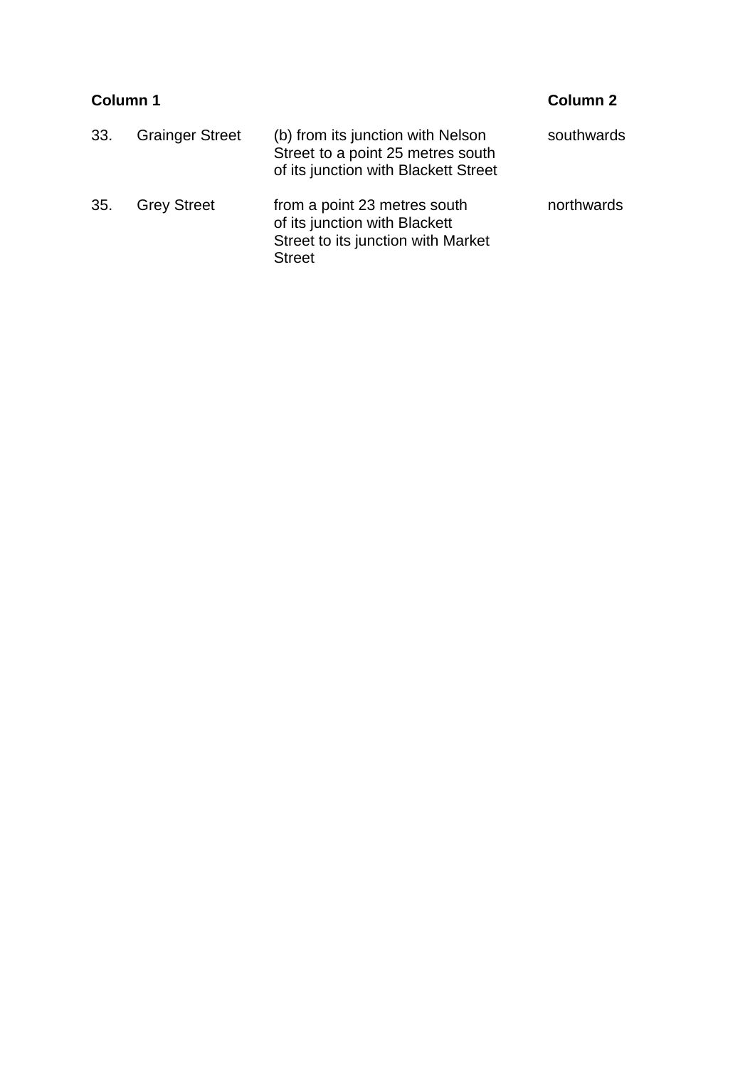| Column 1 | | | Column 2 |
|---|---|---|---|
| 33. | Grainger Street | (b) from its junction with Nelson Street to a point 25 metres south of its junction with Blackett Street | southwards |
| 35. | Grey Street | from a point 23 metres south of its junction with Blackett Street to its junction with Market Street | northwards |